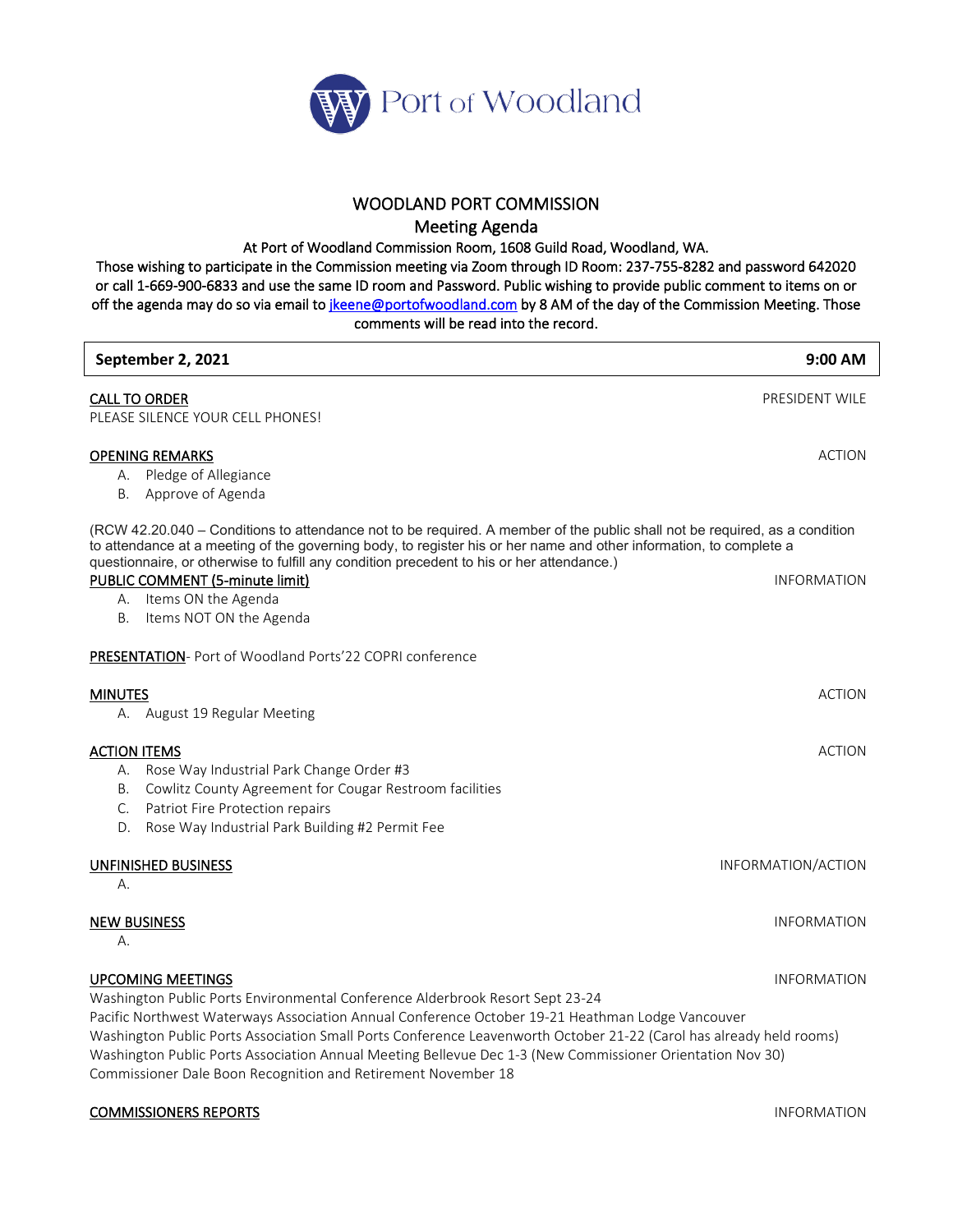Port of Woodland

# WOODLAND PORT COMMISSION

## Meeting Agenda

At Port of Woodland Commission Room, 1608 Guild Road, Woodland, WA.

Those wishing to participate in the Commission meeting via Zoom through ID Room: 237-755-8282 and password 642020 or call 1-669-900-6833 and use the same ID room and Password. Public wishing to provide public comment to items on or off the agenda may do so via email to jkeene@portofwoodland.com by 8 AM of the day of the Commission Meeting. Those comments will be read into the record.

| **September 2, 2021** | **9:00 AM** |
|---|---|

**CALL TO ORDER** — PRESIDENT WILE

PLEASE SILENCE YOUR CELL PHONES!

**OPENING REMARKS** — ACTION

A. Pledge of Allegiance
B. Approve of Agenda

(RCW 42.20.040 – Conditions to attendance not to be required. A member of the public shall not be required, as a condition to attendance at a meeting of the governing body, to register his or her name and other information, to complete a questionnaire, or otherwise to fulfill any condition precedent to his or her attendance.)

**PUBLIC COMMENT (5-minute limit)** — INFORMATION

A. Items ON the Agenda
B. Items NOT ON the Agenda

**PRESENTATION**- Port of Woodland Ports'22 COPRI conference

**MINUTES** — ACTION

A. August 19 Regular Meeting

**ACTION ITEMS** — ACTION

A. Rose Way Industrial Park Change Order #3
B. Cowlitz County Agreement for Cougar Restroom facilities
C. Patriot Fire Protection repairs
D. Rose Way Industrial Park Building #2 Permit Fee

**UNFINISHED BUSINESS** — INFORMATION/ACTION

A.

**NEW BUSINESS** — INFORMATION

A.

**UPCOMING MEETINGS** — INFORMATION

Washington Public Ports Environmental Conference Alderbrook Resort Sept 23-24
Pacific Northwest Waterways Association Annual Conference October 19-21 Heathman Lodge Vancouver
Washington Public Ports Association Small Ports Conference Leavenworth October 21-22 (Carol has already held rooms)
Washington Public Ports Association Annual Meeting Bellevue Dec 1-3 (New Commissioner Orientation Nov 30)
Commissioner Dale Boon Recognition and Retirement November 18

**COMMISSIONERS REPORTS** — INFORMATION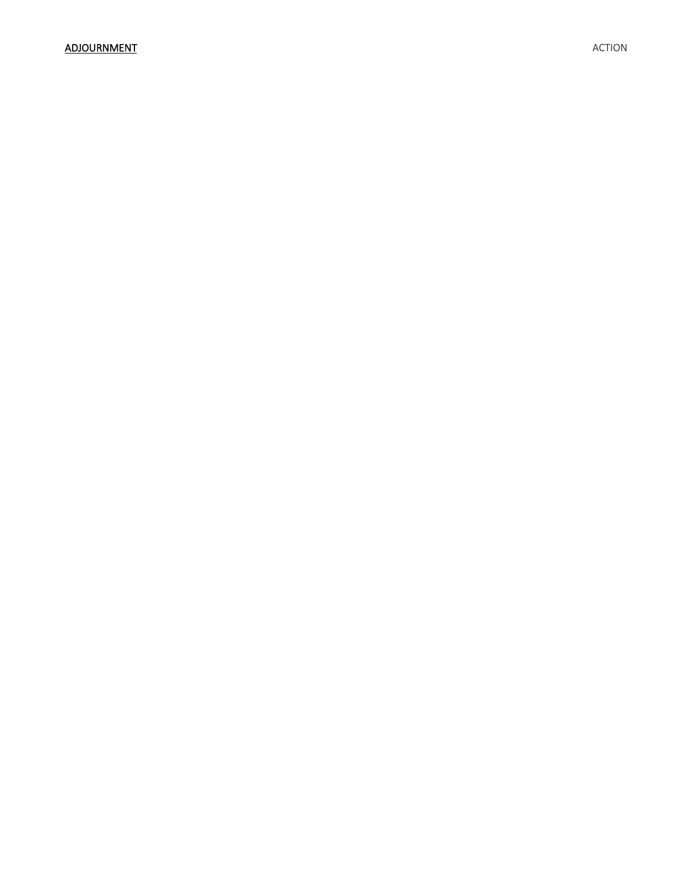**ADJOURNMENT** ACTION